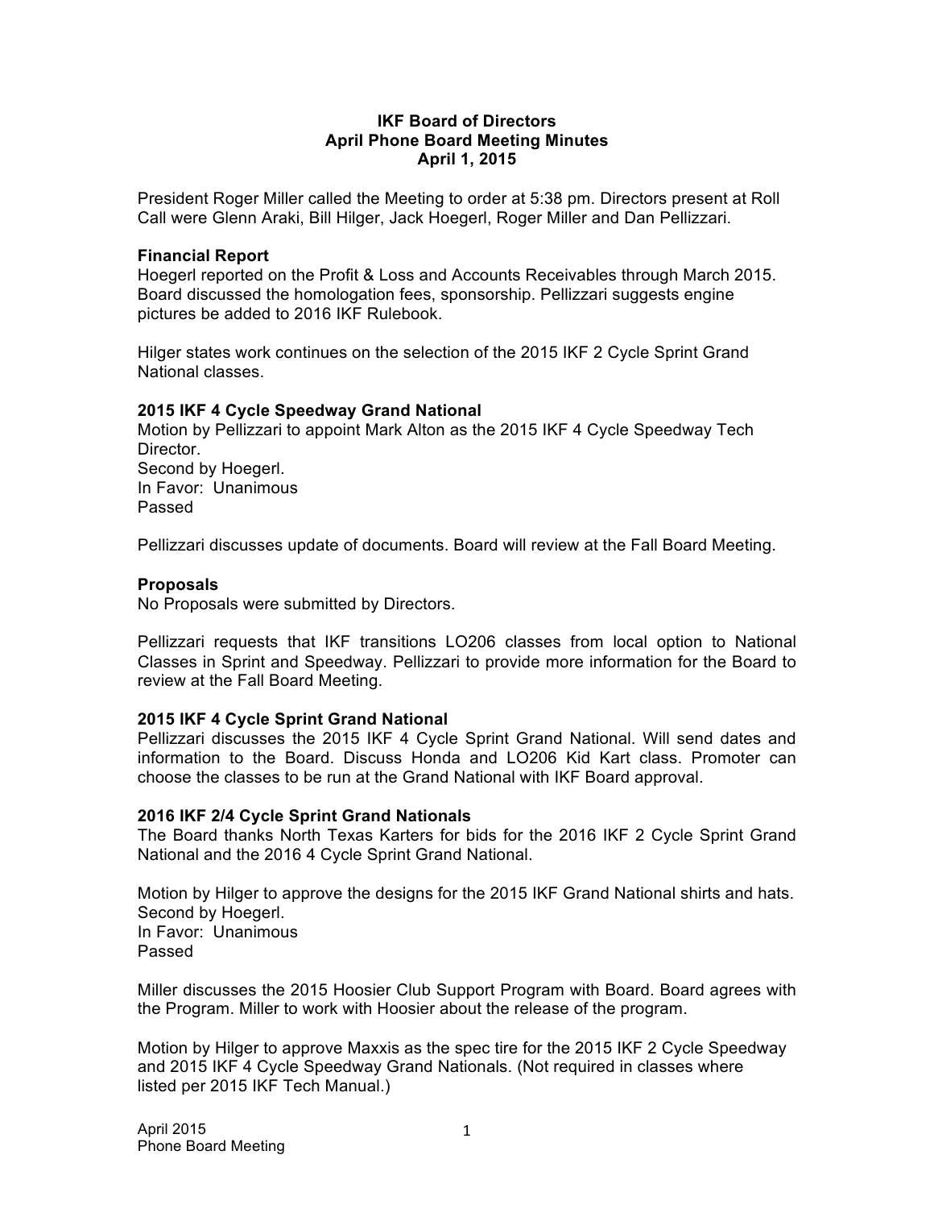# IKF Board of Directors
## April Phone Board Meeting Minutes
### April 1, 2015

President Roger Miller called the Meeting to order at 5:38 pm. Directors present at Roll Call were Glenn Araki, Bill Hilger, Jack Hoegerl, Roger Miller and Dan Pellizzari.

**Financial Report**

Hoegerl reported on the Profit & Loss and Accounts Receivables through March 2015. Board discussed the homologation fees, sponsorship. Pellizzari suggests engine pictures be added to 2016 IKF Rulebook.

Hilger states work continues on the selection of the 2015 IKF 2 Cycle Sprint Grand National classes.

**2015 IKF 4 Cycle Speedway Grand National**

Motion by Pellizzari to appoint Mark Alton as the 2015 IKF 4 Cycle Speedway Tech Director.
Second by Hoegerl.
In Favor: Unanimous
Passed

Pellizzari discusses update of documents. Board will review at the Fall Board Meeting.

**Proposals**

No Proposals were submitted by Directors.

Pellizzari requests that IKF transitions LO206 classes from local option to National Classes in Sprint and Speedway. Pellizzari to provide more information for the Board to review at the Fall Board Meeting.

**2015 IKF 4 Cycle Sprint Grand National**

Pellizzari discusses the 2015 IKF 4 Cycle Sprint Grand National. Will send dates and information to the Board. Discuss Honda and LO206 Kid Kart class. Promoter can choose the classes to be run at the Grand National with IKF Board approval.

**2016 IKF 2/4 Cycle Sprint Grand Nationals**

The Board thanks North Texas Karters for bids for the 2016 IKF 2 Cycle Sprint Grand National and the 2016 4 Cycle Sprint Grand National.

Motion by Hilger to approve the designs for the 2015 IKF Grand National shirts and hats.
Second by Hoegerl.
In Favor: Unanimous
Passed

Miller discusses the 2015 Hoosier Club Support Program with Board. Board agrees with the Program. Miller to work with Hoosier about the release of the program.

Motion by Hilger to approve Maxxis as the spec tire for the 2015 IKF 2 Cycle Speedway and 2015 IKF 4 Cycle Speedway Grand Nationals. (Not required in classes where listed per 2015 IKF Tech Manual.)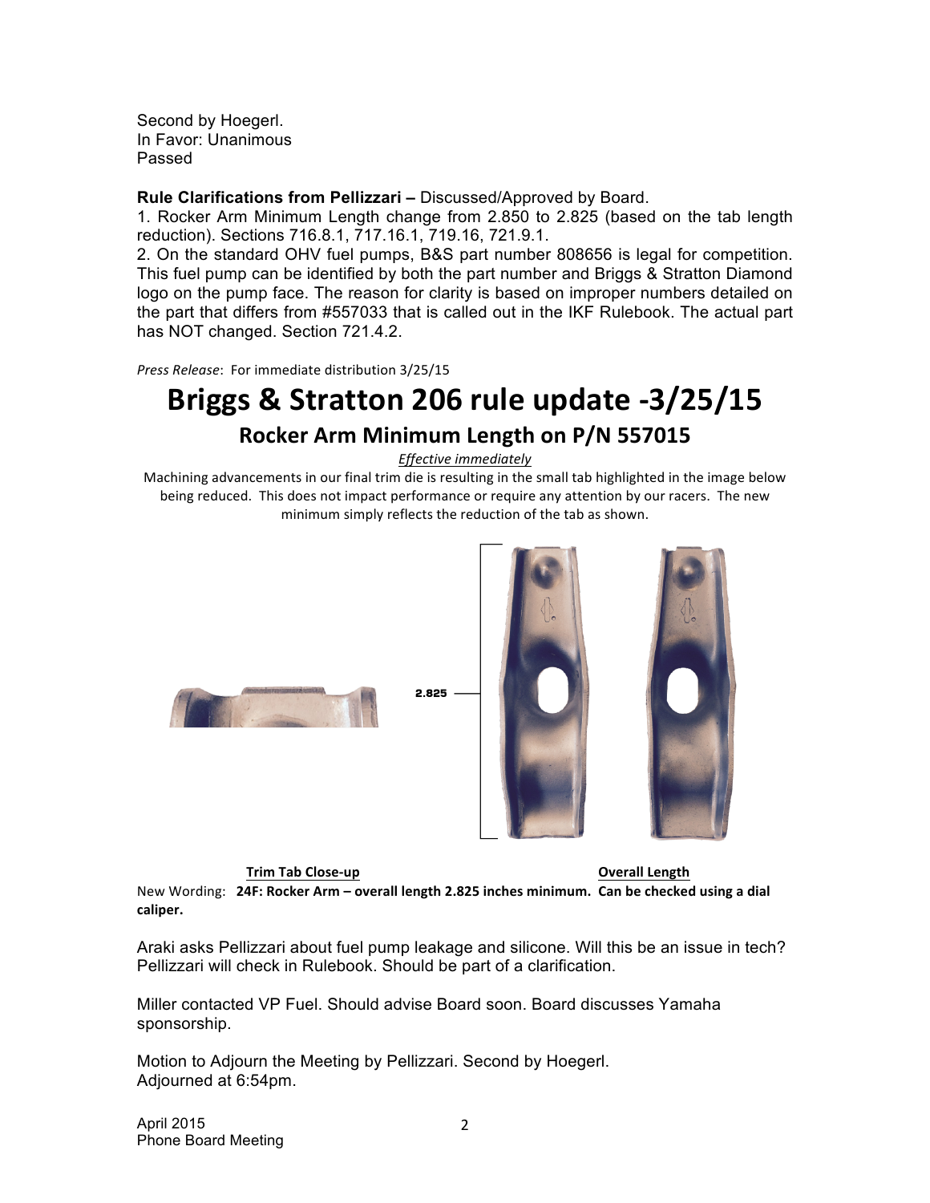Second by Hoegerl.
In Favor: Unanimous
Passed

**Rule Clarifications from Pellizzari –** Discussed/Approved by Board.

1. Rocker Arm Minimum Length change from 2.850 to 2.825 (based on the tab length reduction). Sections 716.8.1, 717.16.1, 719.16, 721.9.1.
2. On the standard OHV fuel pumps, B&S part number 808656 is legal for competition. This fuel pump can be identified by both the part number and Briggs & Stratton Diamond logo on the pump face. The reason for clarity is based on improper numbers detailed on the part that differs from #557033 that is called out in the IKF Rulebook. The actual part has NOT changed. Section 721.4.2.

*Press Release*: For immediate distribution 3/25/15

# Briggs & Stratton 206 rule update -3/25/15

## Rocker Arm Minimum Length on P/N 557015

*Effective immediately*

Machining advancements in our final trim die is resulting in the small tab highlighted in the image below being reduced. This does not impact performance or require any attention by our racers. The new minimum simply reflects the reduction of the tab as shown.

2.825

**Trim Tab Close-up** **Overall Length**

New Wording: **24F: Rocker Arm – overall length 2.825 inches minimum. Can be checked using a dial caliper.**

Araki asks Pellizzari about fuel pump leakage and silicone. Will this be an issue in tech? Pellizzari will check in Rulebook. Should be part of a clarification.

Miller contacted VP Fuel. Should advise Board soon. Board discusses Yamaha sponsorship.

Motion to Adjourn the Meeting by Pellizzari. Second by Hoegerl.
Adjourned at 6:54pm.